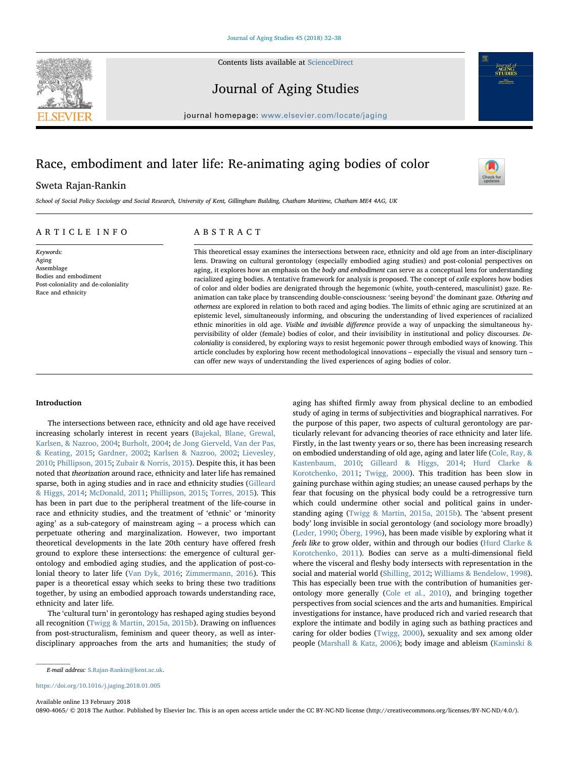# Race, embodiment and later life: Re-animating aging bodies of color

Sweta Rajan-Rankin

*School of Social Policy Sociology and Social Research, University of Kent, Gillingham Building, Chatham Maritime, Chatham ME4 4AG, UK*

## ARTICLE INFO

*Keywords:*
Aging
Assemblage
Bodies and embodiment
Post-coloniality and de-coloniality
Race and ethnicity

## ABSTRACT

This theoretical essay examines the intersections between race, ethnicity and old age from an inter-disciplinary lens. Drawing on cultural gerontology (especially embodied aging studies) and post-colonial perspectives on aging, it explores how an emphasis on the *body and embodiment* can serve as a conceptual lens for understanding racialized aging bodies. A tentative framework for analysis is proposed. The concept of *exile* explores how bodies of color and older bodies are denigrated through the hegemonic (white, youth-centered, masculinist) gaze. Re-animation can take place by transcending double-consciousness: 'seeing beyond' the dominant gaze. *Othering and otherness* are explored in relation to both raced and aging bodies. The limits of ethnic aging are scrutinized at an epistemic level, simultaneously informing, and obscuring the understanding of lived experiences of racialized ethnic minorities in old age. *Visible and invisible difference* provide a way of unpacking the simultaneous hypervisibility of older (female) bodies of color, and their invisibility in institutional and policy discourses. *De-coloniality* is considered, by exploring ways to resist hegemonic power through embodied ways of knowing. This article concludes by exploring how recent methodological innovations – especially the visual and sensory turn – can offer new ways of understanding the lived experiences of aging bodies of color.

## Introduction

The intersections between race, ethnicity and old age have received increasing scholarly interest in recent years (Bajekal, Blane, Grewal, Karlsen, & Nazroo, 2004; Burholt, 2004; de Jong Gierveld, Van der Pas, & Keating, 2015; Gardner, 2002; Karlsen & Nazroo, 2002; Lievesley, 2010; Phillipson, 2015; Zubair & Norris, 2015). Despite this, it has been noted that *theorization* around race, ethnicity and later life has remained sparse, both in aging studies and in race and ethnicity studies (Gilleard & Higgs, 2014; McDonald, 2011; Phillipson, 2015; Torres, 2015). This has been in part due to the peripheral treatment of the life-course in race and ethnicity studies, and the treatment of 'ethnic' or 'minority aging' as a sub-category of mainstream aging – a process which can perpetuate othering and marginalization. However, two important theoretical developments in the late 20th century have offered fresh ground to explore these intersections: the emergence of cultural gerontology and embodied aging studies, and the application of post-colonial theory to later life (Van Dyk, 2016; Zimmermann, 2016). This paper is a theoretical essay which seeks to bring these two traditions together, by using an embodied approach towards understanding race, ethnicity and later life.

The 'cultural turn' in gerontology has reshaped aging studies beyond all recognition (Twigg & Martin, 2015a, 2015b). Drawing on influences from post-structuralism, feminism and queer theory, as well as inter-disciplinary approaches from the arts and humanities; the study of aging has shifted firmly away from physical decline to an embodied study of aging in terms of subjectivities and biographical narratives. For the purpose of this paper, two aspects of cultural gerontology are particularly relevant for advancing theories of race ethnicity and later life. Firstly, in the last twenty years or so, there has been increasing research on embodied understanding of old age, aging and later life (Cole, Ray, & Kastenbaum, 2010; Gilleard & Higgs, 2014; Hurd Clarke & Korotchenko, 2011; Twigg, 2000). This tradition has been slow in gaining purchase within aging studies; an unease caused perhaps by the fear that focusing on the physical body could be a retrogressive turn which could undermine other social and political gains in understanding aging (Twigg & Martin, 2015a, 2015b). The 'absent present body' long invisible in social gerontology (and sociology more broadly) (Leder, 1990; Öberg, 1996), has been made visible by exploring what it *feels like* to grow older, within and through our bodies (Hurd Clarke & Korotchenko, 2011). Bodies can serve as a multi-dimensional field where the visceral and fleshy body intersects with representation in the social and material world (Shilling, 2012; Williams & Bendelow, 1998). This has especially been true with the contribution of humanities gerontology more generally (Cole et al., 2010), and bringing together perspectives from social sciences and the arts and humanities. Empirical investigations for instance, have produced rich and varied research that explore the intimate and bodily in aging such as bathing practices and caring for older bodies (Twigg, 2000), sexuality and sex among older people (Marshall & Katz, 2006); body image and ableism (Kaminski &

E-mail address: S.Rajan-Rankin@kent.ac.uk.

https://doi.org/10.1016/j.jaging.2018.01.005

Available online 13 February 2018

0890-4065/ © 2018 The Author. Published by Elsevier Inc. This is an open access article under the CC BY-NC-ND license (http://creativecommons.org/licenses/BY-NC-ND/4.0/).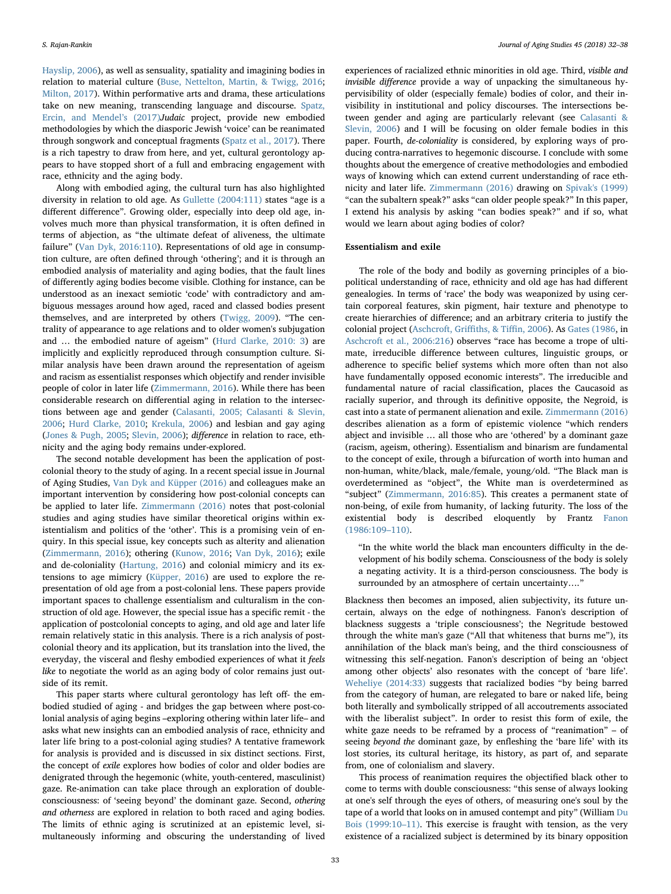Hayslip, 2006), as well as sensuality, spatiality and imagining bodies in relation to material culture (Buse, Nettelton, Martin, & Twigg, 2016; Milton, 2017). Within performative arts and drama, these articulations take on new meaning, transcending language and discourse. Spatz, Ercin, and Mendel's (2017)*Judaic* project, provide new embodied methodologies by which the diasporic Jewish 'voice' can be reanimated through songwork and conceptual fragments (Spatz et al., 2017). There is a rich tapestry to draw from here, and yet, cultural gerontology appears to have stopped short of a full and embracing engagement with race, ethnicity and the aging body.

Along with embodied aging, the cultural turn has also highlighted diversity in relation to old age. As Gullette (2004:111) states "age is a different difference". Growing older, especially into deep old age, involves much more than physical transformation, it is often defined in terms of abjection, as "the ultimate defeat of aliveness, the ultimate failure" (Van Dyk, 2016:110). Representations of old age in consumption culture, are often defined through 'othering'; and it is through an embodied analysis of materiality and aging bodies, that the fault lines of differently aging bodies become visible. Clothing for instance, can be understood as an inexact semiotic 'code' with contradictory and ambiguous messages around how aged, raced and classed bodies present themselves, and are interpreted by others (Twigg, 2009). "The centrality of appearance to age relations and to older women's subjugation and … the embodied nature of ageism" (Hurd Clarke, 2010: 3) are implicitly and explicitly reproduced through consumption culture. Similar analysis have been drawn around the representation of ageism and racism as essentialist responses which objectify and render invisible people of color in later life (Zimmermann, 2016). While there has been considerable research on differential aging in relation to the intersections between age and gender (Calasanti, 2005; Calasanti & Slevin, 2006; Hurd Clarke, 2010; Krekula, 2006) and lesbian and gay aging (Jones & Pugh, 2005; Slevin, 2006); *difference* in relation to race, ethnicity and the aging body remains under-explored.

The second notable development has been the application of post-colonial theory to the study of aging. In a recent special issue in Journal of Aging Studies, Van Dyk and Küpper (2016) and colleagues make an important intervention by considering how post-colonial concepts can be applied to later life. Zimmermann (2016) notes that post-colonial studies and aging studies have similar theoretical origins within existentialism and politics of the 'other'. This is a promising vein of enquiry. In this special issue, key concepts such as alterity and alienation (Zimmermann, 2016); othering (Kunow, 2016; Van Dyk, 2016); exile and de-coloniality (Hartung, 2016) and colonial mimicry and its extensions to age mimicry (Küpper, 2016) are used to explore the representation of old age from a post-colonial lens. These papers provide important spaces to challenge essentialism and culturalism in the construction of old age. However, the special issue has a specific remit - the application of postcolonial concepts to aging, and old age and later life remain relatively static in this analysis. There is a rich analysis of post-colonial theory and its application, but its translation into the lived, the everyday, the visceral and fleshy embodied experiences of what it *feels like* to negotiate the world as an aging body of color remains just outside of its remit.

This paper starts where cultural gerontology has left off- the embodied studied of aging - and bridges the gap between where post-colonial analysis of aging begins –exploring othering within later life– and asks what new insights can an embodied analysis of race, ethnicity and later life bring to a post-colonial aging studies? A tentative framework for analysis is provided and is discussed in six distinct sections. First, the concept of *exile* explores how bodies of color and older bodies are denigrated through the hegemonic (white, youth-centered, masculinist) gaze. Re-animation can take place through an exploration of double-consciousness: of 'seeing beyond' the dominant gaze. Second, *othering and otherness* are explored in relation to both raced and aging bodies. The limits of ethnic aging is scrutinized at an epistemic level, simultaneously informing and obscuring the understanding of lived experiences of racialized ethnic minorities in old age. Third, *visible and invisible difference* provide a way of unpacking the simultaneous hypervisibility of older (especially female) bodies of color, and their invisibility in institutional and policy discourses. The intersections between gender and aging are particularly relevant (see Calasanti & Slevin, 2006) and I will be focusing on older female bodies in this paper. Fourth, *de-coloniality* is considered, by exploring ways of producing contra-narratives to hegemonic discourse. I conclude with some thoughts about the emergence of creative methodologies and embodied ways of knowing which can extend current understanding of race ethnicity and later life. Zimmermann (2016) drawing on Spivak's (1999) "can the subaltern speak?" asks "can older people speak?" In this paper, I extend his analysis by asking "can bodies speak?" and if so, what would we learn about aging bodies of color?

## Essentialism and exile

The role of the body and bodily as governing principles of a bio-political understanding of race, ethnicity and old age has had different genealogies. In terms of 'race' the body was weaponized by using certain corporeal features, skin pigment, hair texture and phenotype to create hierarchies of difference; and an arbitrary criteria to justify the colonial project (Aschcroft, Griffiths, & Tiffin, 2006). As Gates (1986, in Aschcroft et al., 2006:216) observes "race has become a trope of ultimate, irreducible difference between cultures, linguistic groups, or adherence to specific belief systems which more often than not also have fundamentally opposed economic interests". The irreducible and fundamental nature of racial classification, places the Caucasoid as racially superior, and through its definitive opposite, the Negroid, is cast into a state of permanent alienation and exile. Zimmermann (2016) describes alienation as a form of epistemic violence "which renders abject and invisible … all those who are 'othered' by a dominant gaze (racism, ageism, othering). Essentialism and binarism are fundamental to the concept of exile, through a bifurcation of worth into human and non-human, white/black, male/female, young/old. "The Black man is overdetermined as "object", the White man is overdetermined as "subject" (Zimmermann, 2016:85). This creates a permanent state of non-being, of exile from humanity, of lacking futurity. The loss of the existential body is described eloquently by Frantz Fanon (1986:109–110).

> "In the white world the black man encounters difficulty in the development of his bodily schema. Consciousness of the body is solely a negating activity. It is a third-person consciousness. The body is surrounded by an atmosphere of certain uncertainty…."

Blackness then becomes an imposed, alien subjectivity, its future uncertain, always on the edge of nothingness. Fanon's description of blackness suggests a 'triple consciousness'; the Negritude bestowed through the white man's gaze ("All that whiteness that burns me"), its annihilation of the black man's being, and the third consciousness of witnessing this self-negation. Fanon's description of being an 'object among other objects' also resonates with the concept of 'bare life'. Weheliye (2014:33) suggests that racialized bodies "by being barred from the category of human, are relegated to bare or naked life, being both literally and symbolically stripped of all accoutrements associated with the liberalist subject". In order to resist this form of exile, the white gaze needs to be reframed by a process of "reanimation" – of seeing *beyond the* dominant gaze, by enfleshing the 'bare life' with its lost stories, its cultural heritage, its history, as part of, and separate from, one of colonialism and slavery.

This process of reanimation requires the objectified black other to come to terms with double consciousness: "this sense of always looking at one's self through the eyes of others, of measuring one's soul by the tape of a world that looks on in amused contempt and pity" (William Du Bois (1999:10–11). This exercise is fraught with tension, as the very existence of a racialized subject is determined by its binary opposition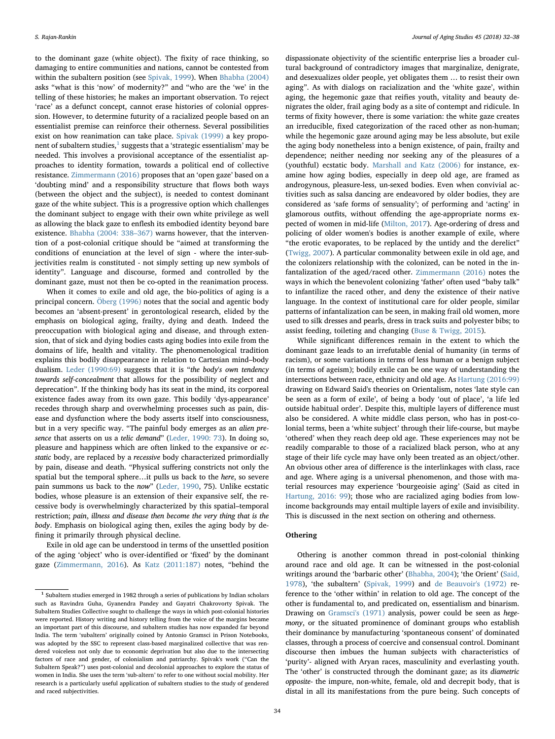to the dominant gaze (white object). The fixity of race thinking, so damaging to entire communities and nations, cannot be contested from within the subaltern position (see Spivak, 1999). When Bhabha (2004) asks "what is this 'now' of modernity?" and "who are the 'we' in the telling of these histories; he makes an important observation. To reject 'race' as a defunct concept, cannot erase histories of colonial oppression. However, to determine futurity of a racialized people based on an essentialist premise can reinforce their otherness. Several possibilities exist on how reanimation can take place. Spivak (1999) a key proponent of subaltern studies,[1] suggests that a 'strategic essentialism' may be needed. This involves a provisional acceptance of the essentialist approaches to identity formation, towards a political end of collective resistance. Zimmermann (2016) proposes that an 'open gaze' based on a 'doubting mind' and a responsibility structure that flows both ways (between the object and the subject), is needed to contest dominant gaze of the white subject. This is a progressive option which challenges the dominant subject to engage with their own white privilege as well as allowing the black gaze to enflesh its embodied identity beyond bare existence. Bhabha (2004: 338–367) warns however, that the intervention of a post-colonial critique should be "aimed at transforming the conditions of enunciation at the level of sign - where the inter-subjectivities realm is constituted - not simply setting up new symbols of identity". Language and discourse, formed and controlled by the dominant gaze, must not then be co-opted in the reanimation process.

When it comes to exile and old age, the bio-politics of aging is a principal concern. Öberg (1996) notes that the social and agentic body becomes an 'absent-present' in gerontological research, elided by the emphasis on biological aging, frailty, dying and death. Indeed the preoccupation with biological aging and disease, and through extension, that of sick and dying bodies casts aging bodies into exile from the domains of life, health and vitality. The phenomenological tradition explains this bodily disappearance in relation to Cartesian mind–body dualism. Leder (1990:69) suggests that it is "*the body's own tendency towards self-concealment* that allows for the possibility of neglect and deprecation". If the thinking body has its seat in the mind, its corporeal existence fades away from its own gaze. This bodily 'dys-appearance' recedes through sharp and overwhelming processes such as pain, disease and dysfunction where the body asserts itself into consciousness, but in a very specific way. "The painful body emerges as an *alien presence* that asserts on us a *telic demand*" (Leder, 1990: 73). In doing so, pleasure and happiness which are often linked to the expansive or *ecstatic* body, are replaced by a *recessive* body characterized primordially by pain, disease and death. "Physical suffering constricts not only the spatial but the temporal sphere…it pulls us back to the *here*, so severe pain summons us back to the *now*" (Leder, 1990, 75). Unlike ecstatic bodies, whose pleasure is an extension of their expansive self, the recessive body is overwhelmingly characterized by this spatial–temporal restriction; *pain*, *illness and disease then become the very thing that is the body*. Emphasis on biological aging then, exiles the aging body by defining it primarily through physical decline.

Exile in old age can be understood in terms of the unsettled position of the aging 'object' who is over-identified or 'fixed' by the dominant gaze (Zimmermann, 2016). As Katz (2011:187) notes, "behind the dispassionate objectivity of the scientific enterprise lies a broader cultural background of contradictory images that marginalize, denigrate, and desexualizes older people, yet obligates them … to resist their own aging". As with dialogs on racialization and the 'white gaze', within aging, the hegemonic gaze that reifies youth, vitality and beauty denigrates the older, frail aging body as a site of contempt and ridicule. In terms of fixity however, there is some variation: the white gaze creates an irreducible, fixed categorization of the raced other as non-human; while the hegemonic gaze around aging may be less absolute, but exile the aging body nonetheless into a benign existence, of pain, frailty and dependence; neither needing nor seeking any of the pleasures of a (youthful) ecstatic body. Marshall and Katz (2006) for instance, examine how aging bodies, especially in deep old age, are framed as androgynous, pleasure-less, un-sexed bodies. Even when convivial activities such as salsa dancing are endeavored by older bodies, they are considered as 'safe forms of sensuality'; of performing and 'acting' in glamorous outfits, without offending the age-appropriate norms expected of women in mid-life (Milton, 2017). Age-ordering of dress and policing of older women's bodies is another example of exile, where "the erotic evaporates, to be replaced by the untidy and the derelict" (Twigg, 2007). A particular commonality between exile in old age, and the colonizers relationship with the colonized, can be noted in the infantalization of the aged/raced other. Zimmermann (2016) notes the ways in which the benevolent colonizing 'father' often used "baby talk" to infantilize the raced other, and deny the existence of their native language. In the context of institutional care for older people, similar patterns of infantalization can be seen, in making frail old women, more used to silk dresses and pearls, dress in track suits and polyester bibs; to assist feeding, toileting and changing (Buse & Twigg, 2015).

While significant differences remain in the extent to which the dominant gaze leads to an irrefutable denial of humanity (in terms of racism), or some variations in terms of less human or a benign subject (in terms of ageism); bodily exile can be one way of understanding the intersections between race, ethnicity and old age. As Hartung (2016:99) drawing on Edward Said's theories on Orientalism, notes 'late style can be seen as a form of exile', of being a body 'out of place', 'a life led outside habitual order'. Despite this, multiple layers of difference must also be considered. A white middle class person, who has in post-colonial terms, been a 'white subject' through their life-course, but maybe 'othered' when they reach deep old age. These experiences may not be readily comparable to those of a racialized black person, who at any stage of their life cycle may have only been treated as an object/other. An obvious other area of difference is the interlinkages with class, race and age. Where aging is a universal phenomenon, and those with material resources may experience 'bourgeoisie aging' (Said as cited in Hartung, 2016: 99); those who are racialized aging bodies from low-income backgrounds may entail multiple layers of exile and invisibility. This is discussed in the next section on othering and otherness.

## Othering

Othering is another common thread in post-colonial thinking around race and old age. It can be witnessed in the post-colonial writings around the 'barbaric other' (Bhabha, 2004); 'the Orient' (Said, 1978), 'the subaltern' (Spivak, 1999) and de Beauvoir's (1972) reference to the 'other within' in relation to old age. The concept of the other is fundamental to, and predicated on, essentialism and binarism. Drawing on Gramsci's (1971) analysis, power could be seen as *hegemony*, or the situated prominence of dominant groups who establish their dominance by manufacturing 'spontaneous consent' of dominated classes, through a process of coercive and consensual control. Dominant discourse then imbues the human subjects with characteristics of 'purity'- aligned with Aryan races, masculinity and everlasting youth. The 'other' is constructed through the dominant gaze; as its *diametric opposite*- the impure, non-white, female, old and decrepit body, that is distal in all its manifestations from the pure being. Such concepts of

[1] Subaltern studies emerged in 1982 through a series of publications by Indian scholars such as Ravindra Guha, Gyanendra Pandey and Gayatri Chakrovorty Spivak. The Subaltern Studies Collective sought to challenge the ways in which post-colonial histories were reported. History writing and history telling from the voice of the margins became an important part of this discourse, and subaltern studies has now expanded far beyond India. The term 'subaltern' originally coined by Antonio Gramsci in Prison Notebooks, was adopted by the SSC to represent class-based marginalized collective that was rendered voiceless not only due to economic deprivation but also due to the intersecting factors of race and gender, of colonialism and patriarchy. Spivak's work ("Can the Subaltern Speak?") uses post-colonial and decolonial approaches to explore the status of women in India. She uses the term 'sub-altern' to refer to one without social mobility. Her research is a particularly useful application of subaltern studies to the study of gendered and raced subjectivities.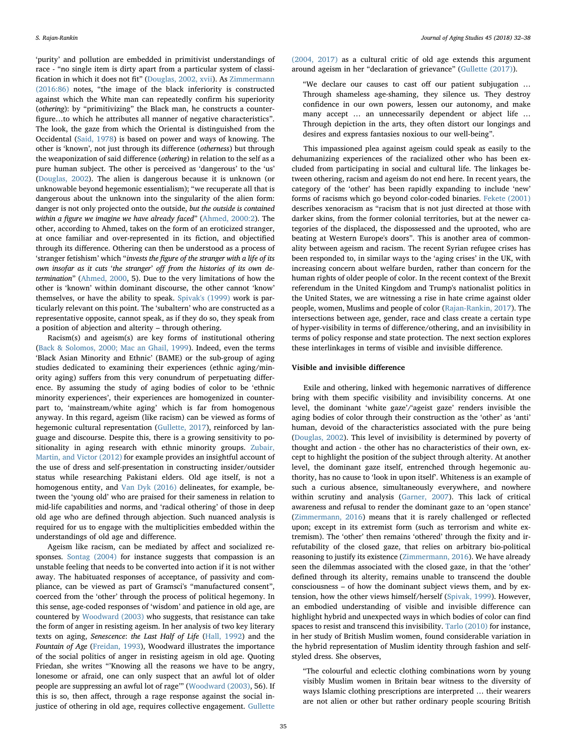'purity' and pollution are embedded in primitivist understandings of race - "no single item is dirty apart from a particular system of classification in which it does not fit" (Douglas, 2002, xvii). As Zimmermann (2016:86) notes, "the image of the black inferiority is constructed against which the White man can repeatedly confirm his superiority (*othering*): by "primitivizing" the Black man, he constructs a counter-figure…to which he attributes all manner of negative characteristics". The look, the gaze from which the Oriental is distinguished from the Occidental (Said, 1978) is based on power and ways of knowing. The other is 'known', not just through its difference (*otherness*) but through the weaponization of said difference (*othering*) in relation to the self as a pure human subject. The other is perceived as 'dangerous' to the 'us' (Douglas, 2002). The alien is dangerous because it is unknown (or unknowable beyond hegemonic essentialism); "we recuperate all that is dangerous about the unknown into the singularity of the alien form: danger is not only projected onto the outside, *but the outside is contained within a figure we imagine we have already faced*" (Ahmed, 2000:2). The other, according to Ahmed, takes on the form of an eroticized stranger, at once familiar and over-represented in its fiction, and objectified through its difference. Othering can then be understood as a process of 'stranger fetishism' which "*invests the figure of the stranger with a life of its own insofar as it cuts 'the stranger' off from the histories of its own determination*" (Ahmed, 2000, 5). Due to the very limitations of how the other is 'known' within dominant discourse, the other cannot 'know' themselves, or have the ability to speak. Spivak's (1999) work is particularly relevant on this point. The 'subaltern' who are constructed as a representative opposite, cannot speak, as if they do so, they speak from a position of abjection and alterity – through othering.

Racism(s) and ageism(s) are key forms of institutional othering (Back & Solomos, 2000; Mac an Ghail, 1999). Indeed, even the terms 'Black Asian Minority and Ethnic' (BAME) or the sub-group of aging studies dedicated to examining their experiences (ethnic aging/minority aging) suffers from this very conundrum of perpetuating difference. By assuming the study of aging bodies of color to be 'ethnic minority experiences', their experiences are homogenized in counterpart to, 'mainstream/white aging' which is far from homogenous anyway. In this regard, ageism (like racism) can be viewed as forms of hegemonic cultural representation (Gullette, 2017), reinforced by language and discourse. Despite this, there is a growing sensitivity to positionality in aging research with ethnic minority groups. Zubair, Martin, and Victor (2012) for example provides an insightful account of the use of dress and self-presentation in constructing insider/outsider status while researching Pakistani elders. Old age itself, is not a homogenous entity, and Van Dyk (2016) delineates, for example, between the 'young old' who are praised for their sameness in relation to mid-life capabilities and norms, and 'radical othering' of those in deep old age who are defined through abjection. Such nuanced analysis is required for us to engage with the multiplicities embedded within the understandings of old age and difference.

Ageism like racism, can be mediated by affect and socialized responses. Sontag (2004) for instance suggests that compassion is an unstable feeling that needs to be converted into action if it is not wither away. The habituated responses of acceptance, of passivity and compliance, can be viewed as part of Gramsci's "manufactured consent", coerced from the 'other' through the process of political hegemony. In this sense, age-coded responses of 'wisdom' and patience in old age, are countered by Woodward (2003) who suggests, that resistance can take the form of anger in resisting ageism. In her analysis of two key literary texts on aging, *Senescence*: *the Last Half of Life* (Hall, 1992) and the *Fountain of Age* (Freidan, 1993), Woodward illustrates the importance of the social politics of anger in resisting ageism in old age. Quoting Friedan, she writes "'Knowing all the reasons we have to be angry, lonesome or afraid, one can only suspect that an awful lot of older people are suppressing an awful lot of rage'" (Woodward (2003), 56). If this is so, then affect, through a rage response against the social injustice of othering in old age, requires collective engagement. Gullette (2004, 2017) as a cultural critic of old age extends this argument around ageism in her "declaration of grievance" (Gullette (2017)).

> "We declare our causes to cast off our patient subjugation … Through shameless age-shaming, they silence us. They destroy confidence in our own powers, lessen our autonomy, and make many accept … an unnecessarily dependent or abject life … Through depiction in the arts, they often distort our longings and desires and express fantasies noxious to our well-being".

This impassioned plea against ageism could speak as easily to the dehumanizing experiences of the racialized other who has been excluded from participating in social and cultural life. The linkages between othering, racism and ageism do not end here. In recent years, the category of the 'other' has been rapidly expanding to include 'new' forms of racisms which go beyond color-coded binaries. Fekete (2001) describes xenoracism as "racism that is not just directed at those with darker skins, from the former colonial territories, but at the newer categories of the displaced, the dispossessed and the uprooted, who are beating at Western Europe's doors". This is another area of commonality between ageism and racism. The recent Syrian refugee crises has been responded to, in similar ways to the 'aging crises' in the UK, with increasing concern about welfare burden, rather than concern for the human rights of older people of color. In the recent context of the Brexit referendum in the United Kingdom and Trump's nationalist politics in the United States, we are witnessing a rise in hate crime against older people, women, Muslims and people of color (Rajan-Rankin, 2017). The intersections between age, gender, race and class create a certain type of hyper-visibility in terms of difference/othering, and an invisibility in terms of policy response and state protection. The next section explores these interlinkages in terms of visible and invisible difference.

## Visible and invisible difference

Exile and othering, linked with hegemonic narratives of difference bring with them specific visibility and invisibility concerns. At one level, the dominant 'white gaze'/'ageist gaze' renders invisible the aging bodies of color through their construction as the 'other' as 'anti' human, devoid of the characteristics associated with the pure being (Douglas, 2002). This level of invisibility is determined by poverty of thought and action - the other has no characteristics of their own, except to highlight the position of the subject through alterity. At another level, the dominant gaze itself, entrenched through hegemonic authority, has no cause to 'look in upon itself'. Whiteness is an example of such a curious absence, simultaneously everywhere, and nowhere within scrutiny and analysis (Garner, 2007). This lack of critical awareness and refusal to render the dominant gaze to an 'open stance' (Zimmermann, 2016) means that it is rarely challenged or reflected upon; except in its extremist form (such as terrorism and white extremism). The 'other' then remains 'othered' through the fixity and irrefutability of the closed gaze, that relies on arbitrary bio-political reasoning to justify its existence (Zimmermann, 2016). We have already seen the dilemmas associated with the closed gaze, in that the 'other' defined through its alterity, remains unable to transcend the double consciousness – of how the dominant subject views them, and by extension, how the other views himself/herself (Spivak, 1999). However, an embodied understanding of visible and invisible difference can highlight hybrid and unexpected ways in which bodies of color can find spaces to resist and transcend this invisibility. Tarlo (2010) for instance, in her study of British Muslim women, found considerable variation in the hybrid representation of Muslim identity through fashion and self-styled dress. She observes,

> "The colourful and eclectic clothing combinations worn by young visibly Muslim women in Britain bear witness to the diversity of ways Islamic clothing prescriptions are interpreted … their wearers are not alien or other but rather ordinary people scouring British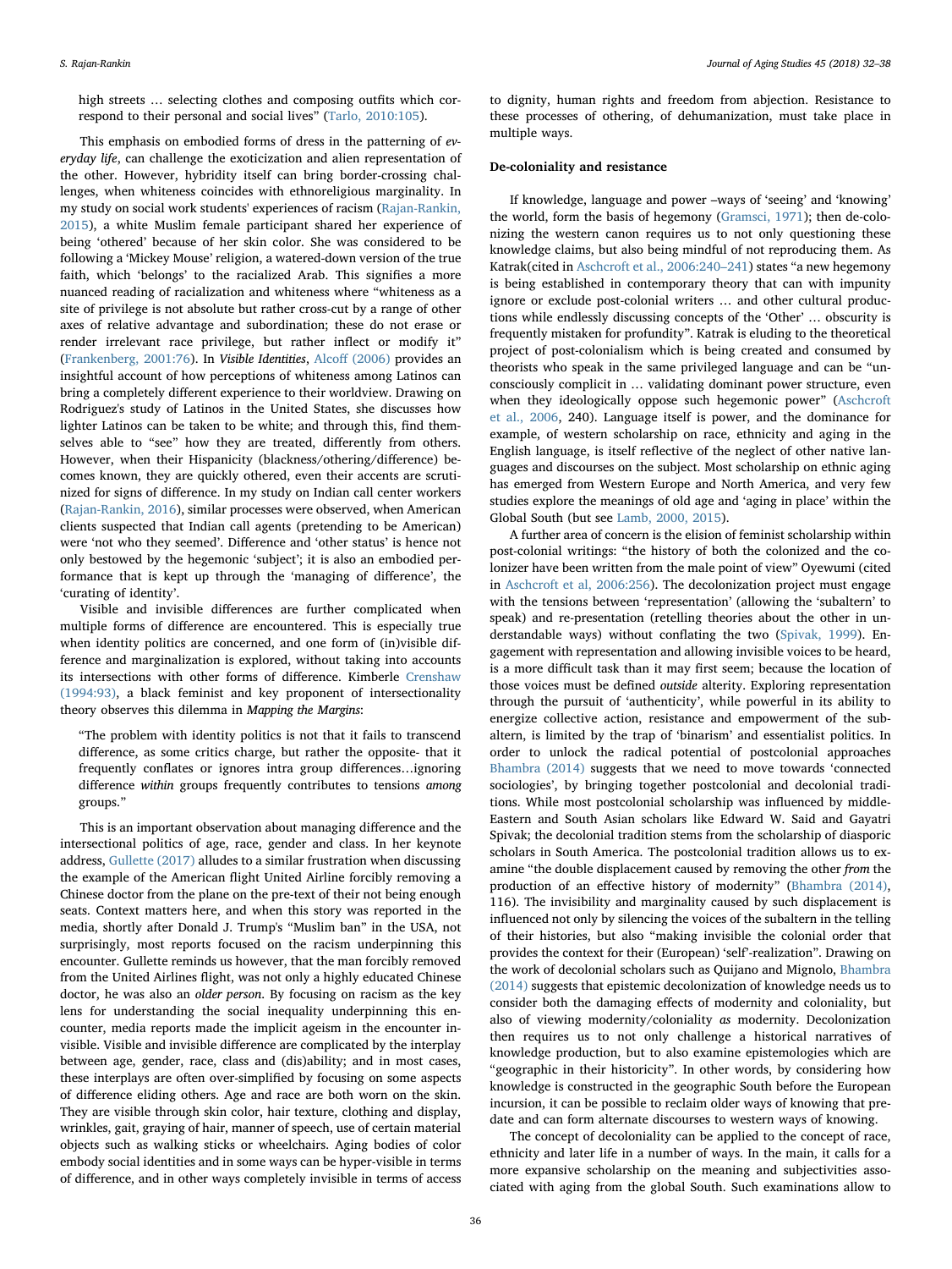high streets … selecting clothes and composing outfits which correspond to their personal and social lives" (Tarlo, 2010:105).

This emphasis on embodied forms of dress in the patterning of *everyday life*, can challenge the exoticization and alien representation of the other. However, hybridity itself can bring border-crossing challenges, when whiteness coincides with ethnoreligious marginality. In my study on social work students' experiences of racism (Rajan-Rankin, 2015), a white Muslim female participant shared her experience of being 'othered' because of her skin color. She was considered to be following a 'Mickey Mouse' religion, a watered-down version of the true faith, which 'belongs' to the racialized Arab. This signifies a more nuanced reading of racialization and whiteness where "whiteness as a site of privilege is not absolute but rather cross-cut by a range of other axes of relative advantage and subordination; these do not erase or render irrelevant race privilege, but rather inflect or modify it" (Frankenberg, 2001:76). In *Visible Identities*, Alcoff (2006) provides an insightful account of how perceptions of whiteness among Latinos can bring a completely different experience to their worldview. Drawing on Rodriguez's study of Latinos in the United States, she discusses how lighter Latinos can be taken to be white; and through this, find themselves able to "see" how they are treated, differently from others. However, when their Hispanicity (blackness/othering/difference) becomes known, they are quickly othered, even their accents are scrutinized for signs of difference. In my study on Indian call center workers (Rajan-Rankin, 2016), similar processes were observed, when American clients suspected that Indian call agents (pretending to be American) were 'not who they seemed'. Difference and 'other status' is hence not only bestowed by the hegemonic 'subject'; it is also an embodied performance that is kept up through the 'managing of difference', the 'curating of identity'.

Visible and invisible differences are further complicated when multiple forms of difference are encountered. This is especially true when identity politics are concerned, and one form of (in)visible difference and marginalization is explored, without taking into accounts its intersections with other forms of difference. Kimberle Crenshaw (1994:93), a black feminist and key proponent of intersectionality theory observes this dilemma in *Mapping the Margins*:

> "The problem with identity politics is not that it fails to transcend difference, as some critics charge, but rather the opposite- that it frequently conflates or ignores intra group differences…ignoring difference *within* groups frequently contributes to tensions *among* groups."

This is an important observation about managing difference and the intersectional politics of age, race, gender and class. In her keynote address, Gullette (2017) alludes to a similar frustration when discussing the example of the American flight United Airline forcibly removing a Chinese doctor from the plane on the pre-text of their not being enough seats. Context matters here, and when this story was reported in the media, shortly after Donald J. Trump's "Muslim ban" in the USA, not surprisingly, most reports focused on the racism underpinning this encounter. Gullette reminds us however, that the man forcibly removed from the United Airlines flight, was not only a highly educated Chinese doctor, he was also an *older person*. By focusing on racism as the key lens for understanding the social inequality underpinning this encounter, media reports made the implicit ageism in the encounter invisible. Visible and invisible difference are complicated by the interplay between age, gender, race, class and (dis)ability; and in most cases, these interplays are often over-simplified by focusing on some aspects of difference eliding others. Age and race are both worn on the skin. They are visible through skin color, hair texture, clothing and display, wrinkles, gait, graying of hair, manner of speech, use of certain material objects such as walking sticks or wheelchairs. Aging bodies of color embody social identities and in some ways can be hyper-visible in terms of difference, and in other ways completely invisible in terms of access to dignity, human rights and freedom from abjection. Resistance to these processes of othering, of dehumanization, must take place in multiple ways.

## De-coloniality and resistance

If knowledge, language and power –ways of 'seeing' and 'knowing' the world, form the basis of hegemony (Gramsci, 1971); then de-colonizing the western canon requires us to not only questioning these knowledge claims, but also being mindful of not reproducing them. As Katrak(cited in Aschcroft et al., 2006:240–241) states "a new hegemony is being established in contemporary theory that can with impunity ignore or exclude post-colonial writers … and other cultural productions while endlessly discussing concepts of the 'Other' … obscurity is frequently mistaken for profundity". Katrak is eluding to the theoretical project of post-colonialism which is being created and consumed by theorists who speak in the same privileged language and can be "unconsciously complicit in … validating dominant power structure, even when they ideologically oppose such hegemonic power" (Aschcroft et al., 2006, 240). Language itself is power, and the dominance for example, of western scholarship on race, ethnicity and aging in the English language, is itself reflective of the neglect of other native languages and discourses on the subject. Most scholarship on ethnic aging has emerged from Western Europe and North America, and very few studies explore the meanings of old age and 'aging in place' within the Global South (but see Lamb, 2000, 2015).

A further area of concern is the elision of feminist scholarship within post-colonial writings: "the history of both the colonized and the colonizer have been written from the male point of view" Oyewumi (cited in Aschcroft et al, 2006:256). The decolonization project must engage with the tensions between 'representation' (allowing the 'subaltern' to speak) and re-presentation (retelling theories about the other in understandable ways) without conflating the two (Spivak, 1999). Engagement with representation and allowing invisible voices to be heard, is a more difficult task than it may first seem; because the location of those voices must be defined *outside* alterity. Exploring representation through the pursuit of 'authenticity', while powerful in its ability to energize collective action, resistance and empowerment of the subaltern, is limited by the trap of 'binarism' and essentialist politics. In order to unlock the radical potential of postcolonial approaches Bhambra (2014) suggests that we need to move towards 'connected sociologies', by bringing together postcolonial and decolonial traditions. While most postcolonial scholarship was influenced by middle-Eastern and South Asian scholars like Edward W. Said and Gayatri Spivak; the decolonial tradition stems from the scholarship of diasporic scholars in South America. The postcolonial tradition allows us to examine "the double displacement caused by removing the other *from* the production of an effective history of modernity" (Bhambra (2014), 116). The invisibility and marginality caused by such displacement is influenced not only by silencing the voices of the subaltern in the telling of their histories, but also "making invisible the colonial order that provides the context for their (European) 'self'-realization". Drawing on the work of decolonial scholars such as Quijano and Mignolo, Bhambra (2014) suggests that epistemic decolonization of knowledge needs us to consider both the damaging effects of modernity and coloniality, but also of viewing modernity/coloniality *as* modernity. Decolonization then requires us to not only challenge a historical narratives of knowledge production, but to also examine epistemologies which are "geographic in their historicity". In other words, by considering how knowledge is constructed in the geographic South before the European incursion, it can be possible to reclaim older ways of knowing that predate and can form alternate discourses to western ways of knowing.

The concept of decoloniality can be applied to the concept of race, ethnicity and later life in a number of ways. In the main, it calls for a more expansive scholarship on the meaning and subjectivities associated with aging from the global South. Such examinations allow to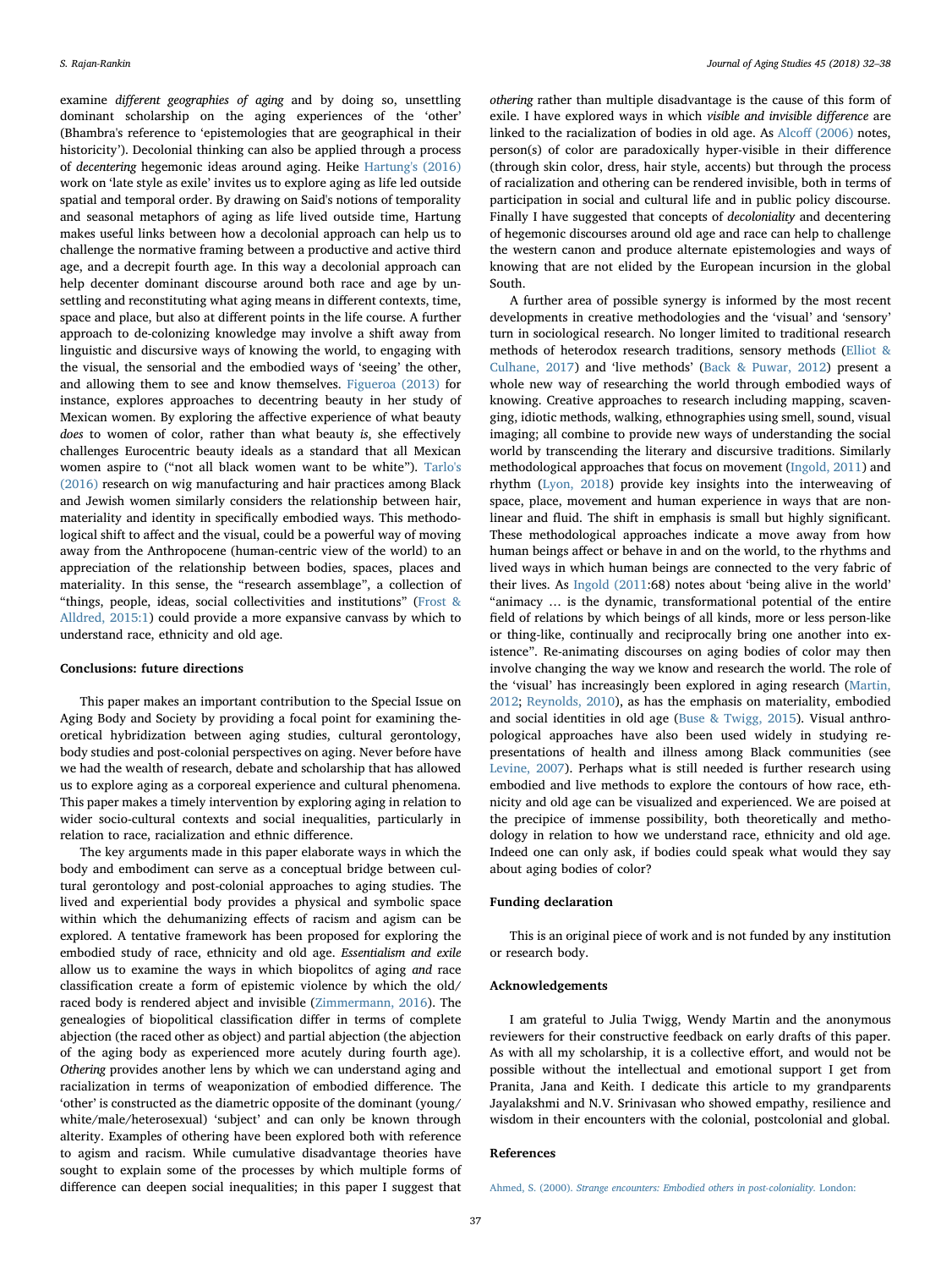examine *different geographies of aging* and by doing so, unsettling dominant scholarship on the aging experiences of the 'other' (Bhambra's reference to 'epistemologies that are geographical in their historicity'). Decolonial thinking can also be applied through a process of *decentering* hegemonic ideas around aging. Heike Hartung's (2016) work on 'late style as exile' invites us to explore aging as life led outside spatial and temporal order. By drawing on Said's notions of temporality and seasonal metaphors of aging as life lived outside time, Hartung makes useful links between how a decolonial approach can help us to challenge the normative framing between a productive and active third age, and a decrepit fourth age. In this way a decolonial approach can help decenter dominant discourse around both race and age by unsettling and reconstituting what aging means in different contexts, time, space and place, but also at different points in the life course. A further approach to de-colonizing knowledge may involve a shift away from linguistic and discursive ways of knowing the world, to engaging with the visual, the sensorial and the embodied ways of 'seeing' the other, and allowing them to see and know themselves. Figueroa (2013) for instance, explores approaches to decentring beauty in her study of Mexican women. By exploring the affective experience of what beauty *does* to women of color, rather than what beauty *is*, she effectively challenges Eurocentric beauty ideals as a standard that all Mexican women aspire to ("not all black women want to be white"). Tarlo's (2016) research on wig manufacturing and hair practices among Black and Jewish women similarly considers the relationship between hair, materiality and identity in specifically embodied ways. This methodological shift to affect and the visual, could be a powerful way of moving away from the Anthropocene (human-centric view of the world) to an appreciation of the relationship between bodies, spaces, places and materiality. In this sense, the "research assemblage", a collection of "things, people, ideas, social collectivities and institutions" (Frost & Alldred, 2015:1) could provide a more expansive canvass by which to understand race, ethnicity and old age.

## Conclusions: future directions

This paper makes an important contribution to the Special Issue on Aging Body and Society by providing a focal point for examining theoretical hybridization between aging studies, cultural gerontology, body studies and post-colonial perspectives on aging. Never before have we had the wealth of research, debate and scholarship that has allowed us to explore aging as a corporeal experience and cultural phenomena. This paper makes a timely intervention by exploring aging in relation to wider socio-cultural contexts and social inequalities, particularly in relation to race, racialization and ethnic difference.

The key arguments made in this paper elaborate ways in which the body and embodiment can serve as a conceptual bridge between cultural gerontology and post-colonial approaches to aging studies. The lived and experiential body provides a physical and symbolic space within which the dehumanizing effects of racism and agism can be explored. A tentative framework has been proposed for exploring the embodied study of race, ethnicity and old age. *Essentialism and exile* allow us to examine the ways in which biopolitcs of aging *and* race classification create a form of epistemic violence by which the old/raced body is rendered abject and invisible (Zimmermann, 2016). The genealogies of biopolitical classification differ in terms of complete abjection (the raced other as object) and partial abjection (the abjection of the aging body as experienced more acutely during fourth age). *Othering* provides another lens by which we can understand aging and racialization in terms of weaponization of embodied difference. The 'other' is constructed as the diametric opposite of the dominant (young/white/male/heterosexual) 'subject' and can only be known through alterity. Examples of othering have been explored both with reference to agism and racism. While cumulative disadvantage theories have sought to explain some of the processes by which multiple forms of difference can deepen social inequalities; in this paper I suggest that *othering* rather than multiple disadvantage is the cause of this form of exile. I have explored ways in which *visible and invisible difference* are linked to the racialization of bodies in old age. As Alcoff (2006) notes, person(s) of color are paradoxically hyper-visible in their difference (through skin color, dress, hair style, accents) but through the process of racialization and othering can be rendered invisible, both in terms of participation in social and cultural life and in public policy discourse. Finally I have suggested that concepts of *decoloniality* and decentering of hegemonic discourses around old age and race can help to challenge the western canon and produce alternate epistemologies and ways of knowing that are not elided by the European incursion in the global South.

A further area of possible synergy is informed by the most recent developments in creative methodologies and the 'visual' and 'sensory' turn in sociological research. No longer limited to traditional research methods of heterodox research traditions, sensory methods (Elliot & Culhane, 2017) and 'live methods' (Back & Puwar, 2012) present a whole new way of researching the world through embodied ways of knowing. Creative approaches to research including mapping, scavenging, idiotic methods, walking, ethnographies using smell, sound, visual imaging; all combine to provide new ways of understanding the social world by transcending the literary and discursive traditions. Similarly methodological approaches that focus on movement (Ingold, 2011) and rhythm (Lyon, 2018) provide key insights into the interweaving of space, place, movement and human experience in ways that are non-linear and fluid. The shift in emphasis is small but highly significant. These methodological approaches indicate a move away from how human beings affect or behave in and on the world, to the rhythms and lived ways in which human beings are connected to the very fabric of their lives. As Ingold (2011:68) notes about 'being alive in the world' "animacy … is the dynamic, transformational potential of the entire field of relations by which beings of all kinds, more or less person-like or thing-like, continually and reciprocally bring one another into existence". Re-animating discourses on aging bodies of color may then involve changing the way we know and research the world. The role of the 'visual' has increasingly been explored in aging research (Martin, 2012; Reynolds, 2010), as has the emphasis on materiality, embodied and social identities in old age (Buse & Twigg, 2015). Visual anthropological approaches have also been used widely in studying representations of health and illness among Black communities (see Levine, 2007). Perhaps what is still needed is further research using embodied and live methods to explore the contours of how race, ethnicity and old age can be visualized and experienced. We are poised at the precipice of immense possibility, both theoretically and methodology in relation to how we understand race, ethnicity and old age. Indeed one can only ask, if bodies could speak what would they say about aging bodies of color?

## Funding declaration

This is an original piece of work and is not funded by any institution or research body.

## Acknowledgements

I am grateful to Julia Twigg, Wendy Martin and the anonymous reviewers for their constructive feedback on early drafts of this paper. As with all my scholarship, it is a collective effort, and would not be possible without the intellectual and emotional support I get from Pranita, Jana and Keith. I dedicate this article to my grandparents Jayalakshmi and N.V. Srinivasan who showed empathy, resilience and wisdom in their encounters with the colonial, postcolonial and global.

## References

Ahmed, S. (2000). *Strange encounters: Embodied others in post-coloniality*. London: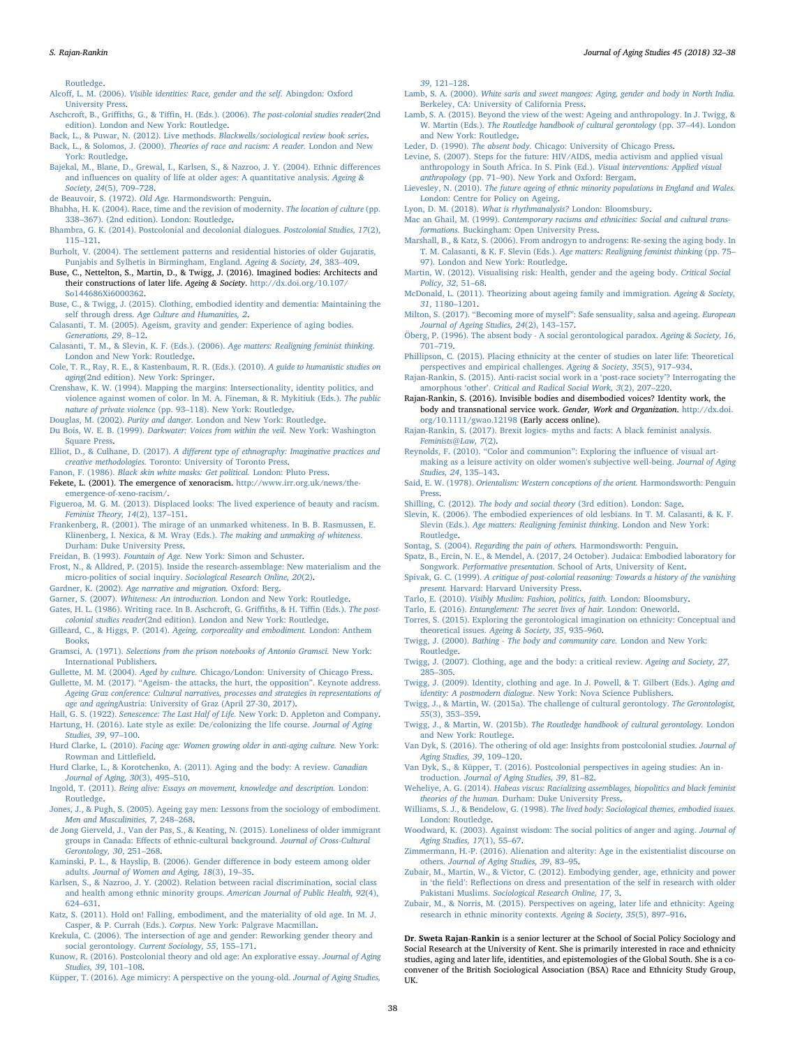Routledge.

Alcoff, L. M. (2006). *Visible identities: Race, gender and the self.* Abingdon: Oxford University Press.

Aschcroft, B., Griffiths, G., & Tiffin, H. (Eds.). (2006). *The post-colonial studies reader*(2nd edition). London and New York: Routledge.

Back, L., & Puwar, N. (2012). Live methods. *Blackwells/sociological review book series*.

Back, L., & Solomos, J. (2000). *Theories of race and racism: A reader.* London and New York: Routledge.

Bajekal, M., Blane, D., Grewal, I., Karlsen, S., & Nazroo, J. Y. (2004). Ethnic differences and influences on quality of life at older ages: A quantitative analysis. *Ageing & Society, 24*(5), 709–728.

de Beauvoir, S. (1972). *Old Age.* Harmondsworth: Penguin.

Bhabha, H. K. (2004). Race, time and the revision of modernity. *The location of culture* (pp. 338–367). (2nd edition). London: Routledge.

Bhambra, G. K. (2014). Postcolonial and decolonial dialogues. *Postcolonial Studies, 17*(2), 115–121.

Burholt, V. (2004). The settlement patterns and residential histories of older Gujaratis, Punjabis and Sylhetis in Birmingham, England. *Ageing & Society, 24*, 383–409.

Buse, C., Nettelton, S., Martin, D., & Twigg, J. (2016). Imagined bodies: Architects and their constructions of later life. *Ageing & Society*. http://dx.doi.org/10.107/So144686Xi6000362.

Buse, C., & Twigg, J. (2015). Clothing, embodied identity and dementia: Maintaining the self through dress. *Age Culture and Humanities, 2*.

Calasanti, T. M. (2005). Ageism, gravity and gender: Experience of aging bodies. *Generations, 29*, 8–12.

Calasanti, T. M., & Slevin, K. F. (Eds.). (2006). *Age matters: Realigning feminist thinking.* London and New York: Routledge.

Cole, T. R., Ray, R. E., & Kastenbaum, R. R. (Eds.). (2010). *A guide to humanistic studies on aging*(2nd edition). New York: Springer.

Crenshaw, K. W. (1994). Mapping the margins: Intersectionality, identity politics, and violence against women of color. In M. A. Fineman, & R. Mykitiuk (Eds.). *The public nature of private violence* (pp. 93–118). New York: Routledge.

Douglas, M. (2002). *Purity and danger.* London and New York: Routledge.

Du Bois, W. E. B. (1999). *Darkwater: Voices from within the veil.* New York: Washington Square Press.

Elliot, D., & Culhane, D. (2017). *A different type of ethnography: Imaginative practices and creative methodologies.* Toronto: University of Toronto Press.

Fanon, F. (1986). *Black skin white masks: Get political.* London: Pluto Press.

Fekete, L. (2001). The emergence of xenoracism. http://www.irr.org.uk/news/the-emergence-of-xeno-racism/.

Figueroa, M. G. M. (2013). Displaced looks: The lived experience of beauty and racism. *Feminist Theory, 14*(2), 137–151.

Frankenberg, R. (2001). The mirage of an unmarked whiteness. In B. B. Rasmussen, E. Klinenberg, I. Nexica, & M. Wray (Eds.). *The making and unmaking of whiteness*. Durham: Duke University Press.

Freidan, B. (1993). *Fountain of Age.* New York: Simon and Schuster.

Frost, N., & Alldred, P. (2015). Inside the research-assemblage: New materialism and the micro-politics of social inquiry. *Sociological Research Online, 20*(2).

Gardner, K. (2002). *Age narrative and migration.* Oxford: Berg.

Garner, S. (2007). *Whiteness: An introduction.* London and New York: Routledge.

Gates, H. L. (1986). Writing race. In B. Aschcroft, G. Griffiths, & H. Tiffin (Eds.). *The post-colonial studies reader*(2nd edition). London and New York: Routledge.

Gilleard, C., & Higgs, P. (2014). *Ageing, corporeality and embodiment.* London: Anthem Books.

Gramsci, A. (1971). *Selections from the prison notebooks of Antonio Gramsci.* New York: International Publishers.

Gullette, M. M. (2004). *Aged by culture.* Chicago/London: University of Chicago Press.

Gullette, M. M. (2017). "Ageism- the attacks, the hurt, the opposition". Keynote address. *Ageing Graz conference: Cultural narratives, processes and strategies in representations of age and ageing*Austria: University of Graz (April 27-30, 2017).

Hall, G. S. (1922). *Senescence: The Last Half of Life.* New York: D. Appleton and Company.

Hartung, H. (2016). Late style as exile: De/colonizing the life course. *Journal of Aging Studies, 39*, 97–100.

Hurd Clarke, L. (2010). *Facing age: Women growing older in anti-aging culture.* New York: Rowman and Littlefield.

Hurd Clarke, L., & Korotchenko, A. (2011). Aging and the body: A review. *Canadian Journal of Aging, 30*(3), 495–510.

Ingold, T. (2011). *Being alive: Essays on movement, knowledge and description.* London: Routledge.

Jones, J., & Pugh, S. (2005). Ageing gay men: Lessons from the sociology of embodiment. *Men and Masculinities, 7*, 248–268.

de Jong Gierveld, J., Van der Pas, S., & Keating, N. (2015). Loneliness of older immigrant groups in Canada: Effects of ethnic-cultural background. *Journal of Cross-Cultural Gerontology, 30*, 251–268.

Kaminski, P. L., & Hayslip, B. (2006). Gender difference in body esteem among older adults. *Journal of Women and Aging, 18*(3), 19–35.

Karlsen, S., & Nazroo, J. Y. (2002). Relation between racial discrimination, social class and health among ethnic minority groups. *American Journal of Public Health, 92*(4), 624–631.

Katz, S. (2011). Hold on! Falling, embodiment, and the materiality of old age. In M. J. Casper, & P. Currah (Eds.). *Corpus*. New York: Palgrave Macmillan.

Krekula, C. (2006). The intersection of age and gender: Reworking gender theory and social gerontology. *Current Sociology, 55*, 155–171.

Kunow, R. (2016). Postcolonial theory and old age: An explorative essay. *Journal of Aging Studies, 39*, 101–108.

Küpper, T. (2016). Age mimicry: A perspective on the young-old. *Journal of Aging Studies, 39*, 121–128.

Lamb, S. A. (2000). *White saris and sweet mangoes: Aging, gender and body in North India.* Berkeley, CA: University of California Press.

Lamb, S. A. (2015). Beyond the view of the west: Ageing and anthropology. In J. Twigg, & W. Martin (Eds.). *The Routledge handbook of cultural gerontology* (pp. 37–44). London and New York: Routledge.

Leder, D. (1990). *The absent body.* Chicago: University of Chicago Press.

Levine, S. (2007). Steps for the future: HIV/AIDS, media activism and applied visual anthropology in South Africa. In S. Pink (Ed.). *Visual interventions: Applied visual anthropology* (pp. 71–90). New York and Oxford: Bergam.

Lievesley, N. (2010). *The future ageing of ethnic minority populations in England and Wales.* London: Centre for Policy on Ageing.

Lyon, D. M. (2018). *What is rhythmanalysis?* London: Bloomsbury.

Mac an Ghail, M. (1999). *Contemporary racisms and ethnicities: Social and cultural transformations.* Buckingham: Open University Press.

Marshall, B., & Katz, S. (2006). From androgyn to androgens: Re-sexing the aging body. In T. M. Calasanti, & K. F. Slevin (Eds.). *Age matters: Realigning feminist thinking* (pp. 75–97). London and New York: Routledge.

Martin, W. (2012). Visualising risk: Health, gender and the ageing body. *Critical Social Policy, 32*, 51–68.

McDonald, L. (2011). Theorizing about ageing family and immigration. *Ageing & Society, 31*, 1180–1201.

Milton, S. (2017). "Becoming more of myself": Safe sensuality, salsa and ageing. *European Journal of Ageing Studies, 24*(2), 143–157.

Öberg, P. (1996). The absent body - A social gerontological paradox. *Ageing & Society, 16*, 701–719.

Phillipson, C. (2015). Placing ethnicity at the center of studies on later life: Theoretical perspectives and empirical challenges. *Ageing & Society, 35*(5), 917–934.

Rajan-Rankin, S. (2015). Anti-racist social work in a 'post-race society'? Interrogating the amorphous 'other'. *Critical and Radical Social Work, 3*(2), 207–220.

Rajan-Rankin, S. (2016). Invisible bodies and disembodied voices? Identity work, the body and transnational service work. *Gender, Work and Organization.* http://dx.doi.org/10.1111/gwao.12198 (Early access online).

Rajan-Rankin, S. (2017). Brexit logics- myths and facts: A black feminist analysis. *Feminists@Law, 7*(2).

Reynolds, F. (2010). "Color and communion": Exploring the influence of visual art-making as a leisure activity on older women's subjective well-being. *Journal of Aging Studies, 24*, 135–143.

Said, E. W. (1978). *Orientalism: Western conceptions of the orient.* Harmondsworth: Penguin Press.

Shilling, C. (2012). *The body and social theory* (3rd edition). London: Sage.

Slevin, K. (2006). The embodied experiences of old lesbians. In T. M. Calasanti, & K. F. Slevin (Eds.). *Age matters: Realigning feminist thinking.* London and New York: Routledge.

Sontag, S. (2004). *Regarding the pain of others.* Harmondsworth: Penguin.

Spatz, B., Ercin, N. E., & Mendel, A. (2017, 24 October). Judaica: Embodied laboratory for Songwork. *Performative presentation.* School of Arts, University of Kent.

Spivak, G. C. (1999). *A critique of post-colonial reasoning: Towards a history of the vanishing present.* Harvard: Harvard University Press.

Tarlo, E. (2010). *Visibly Muslim: Fashion, politics, faith.* London: Bloomsbury.

Tarlo, E. (2016). *Entanglement: The secret lives of hair.* London: Oneworld.

Torres, S. (2015). Exploring the gerontological imagination on ethnicity: Conceptual and theoretical issues. *Ageing & Society, 35*, 935–960.

Twigg, J. (2000). *Bathing - The body and community care.* London and New York: Routledge.

Twigg, J. (2007). Clothing, age and the body: a critical review. *Ageing and Society, 27*, 285–305.

Twigg, J. (2009). Identity, clothing and age. In J. Powell, & T. Gilbert (Eds.). *Aging and identity: A postmodern dialogue.* New York: Nova Science Publishers.

Twigg, J., & Martin, W. (2015a). The challenge of cultural gerontology. *The Gerontologist, 55*(3), 353–359.

Twigg, J., & Martin, W. (2015b). *The Routledge handbook of cultural gerontology.* London and New York: Routlege.

Van Dyk, S. (2016). The othering of old age: Insights from postcolonial studies. *Journal of Aging Studies, 39*, 109–120.

Van Dyk, S., & Küpper, T. (2016). Postcolonial perspectives in ageing studies: An introduction. *Journal of Aging Studies, 39*, 81–82.

Weheliye, A. G. (2014). *Habeas viscus: Racializing assemblages, biopolitics and black feminist theories of the human.* Durham: Duke University Press.

Williams, S. J., & Bendelow, G. (1998). *The lived body: Sociological themes, embodied issues.* London: Routledge.

Woodward, K. (2003). Against wisdom: The social politics of anger and aging. *Journal of Aging Studies, 17*(1), 55–67.

Zimmermann, H.-P. (2016). Alienation and alterity: Age in the existentialist discourse on others. *Journal of Aging Studies, 39*, 83–95.

Zubair, M., Martin, W., & Victor, C. (2012). Embodying gender, age, ethnicity and power in 'the field': Reflections on dress and presentation of the self in research with older Pakistani Muslims. *Sociological Research Online, 17*, 3.

Zubair, M., & Norris, M. (2015). Perspectives on ageing, later life and ethnicity: Ageing research in ethnic minority contexts. *Ageing & Society, 35*(5), 897–916.

**Dr. Sweta Rajan-Rankin** is a senior lecturer at the School of Social Policy Sociology and Social Research at the University of Kent. She is primarily interested in race and ethnicity studies, aging and later life, identities, and epistemologies of the Global South. She is a co-convener of the British Sociological Association (BSA) Race and Ethnicity Study Group, UK.